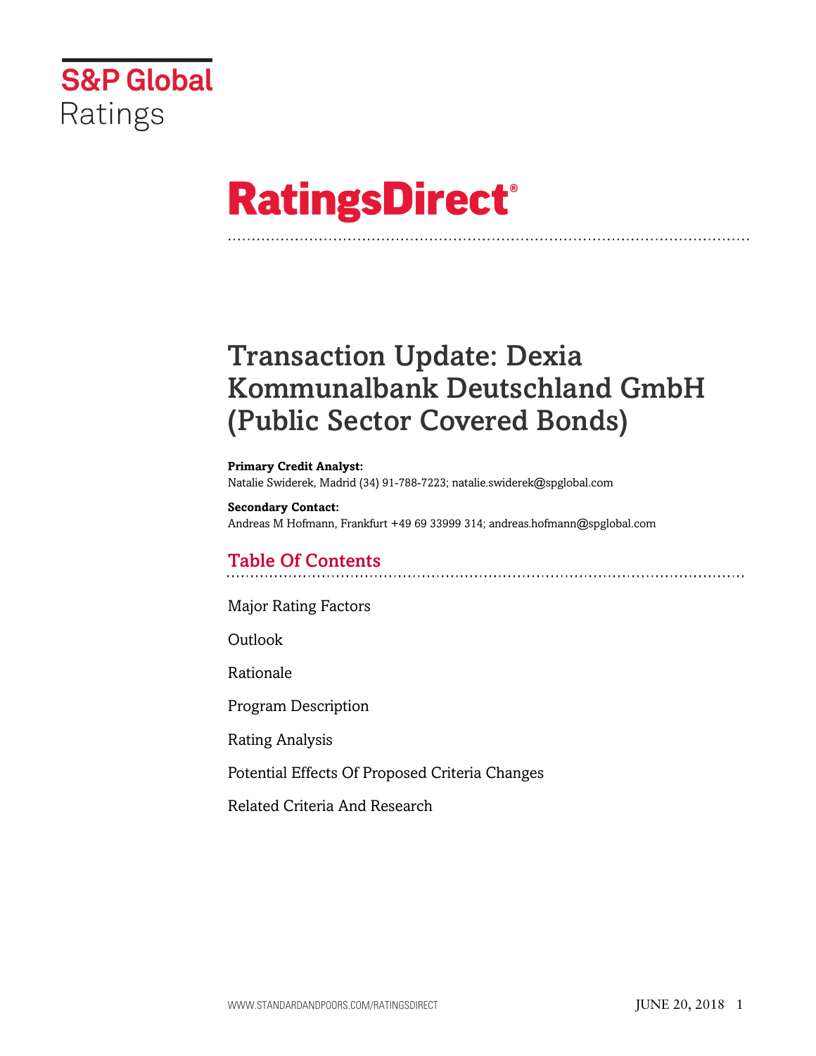S&P Global Ratings

# RatingsDirect®

# Transaction Update: Dexia Kommunalbank Deutschland GmbH (Public Sector Covered Bonds)

**Primary Credit Analyst:**
Natalie Swiderek, Madrid (34) 91-788-7223; natalie.swiderek@spglobal.com

**Secondary Contact:**
Andreas M Hofmann, Frankfurt +49 69 33999 314; andreas.hofmann@spglobal.com

## Table Of Contents

Major Rating Factors

Outlook

Rationale

Program Description

Rating Analysis

Potential Effects Of Proposed Criteria Changes

Related Criteria And Research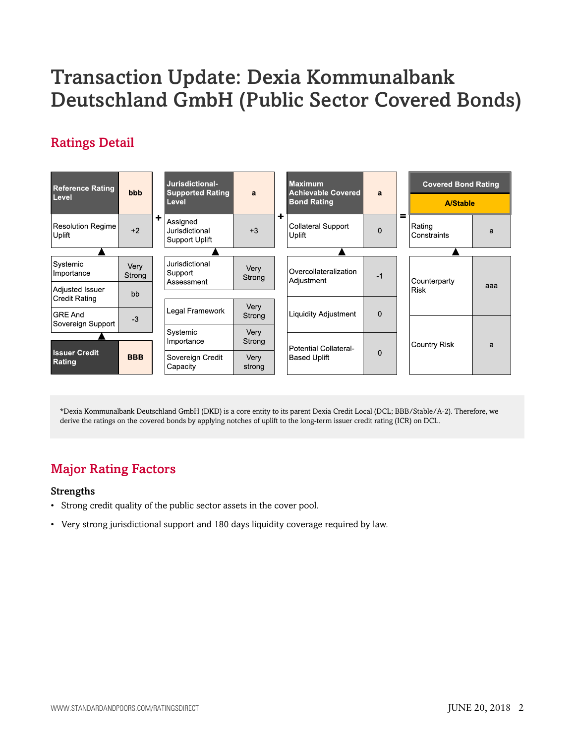# Transaction Update: Dexia Kommunalbank Deutschland GmbH (Public Sector Covered Bonds)

## Ratings Detail

| Reference Rating Level | bbb |
|---|---|
| Resolution Regime Uplift | +2 |
| Systemic Importance | Very Strong |
| Adjusted Issuer Credit Rating | bb |
| GRE And Sovereign Support | -3 |
| **Issuer Credit Rating** | **BBB** |

+

| Jurisdictional-Supported Rating Level | a |
|---|---|
| Assigned Jurisdictional Support Uplift | +3 |
| Jurisdictional Support Assessment | Very Strong |
| Legal Framework | Very Strong |
| Systemic Importance | Very Strong |
| Sovereign Credit Capacity | Very strong |

+

| Maximum Achievable Covered Bond Rating | a |
|---|---|
| Collateral Support Uplift | 0 |
| Overcollateralization Adjustment | -1 |
| Liquidity Adjustment | 0 |
| Potential Collateral-Based Uplift | 0 |

=

| Covered Bond Rating | A/Stable |
|---|---|
| Rating Constraints | a |
| Counterparty Risk | aaa |
| Country Risk | a |

*Dexia Kommunalbank Deutschland GmbH (DKD) is a core entity to its parent Dexia Credit Local (DCL; BBB/Stable/A-2). Therefore, we derive the ratings on the covered bonds by applying notches of uplift to the long-term issuer credit rating (ICR) on DCL.

## Major Rating Factors

### Strengths

- Strong credit quality of the public sector assets in the cover pool.
- Very strong jurisdictional support and 180 days liquidity coverage required by law.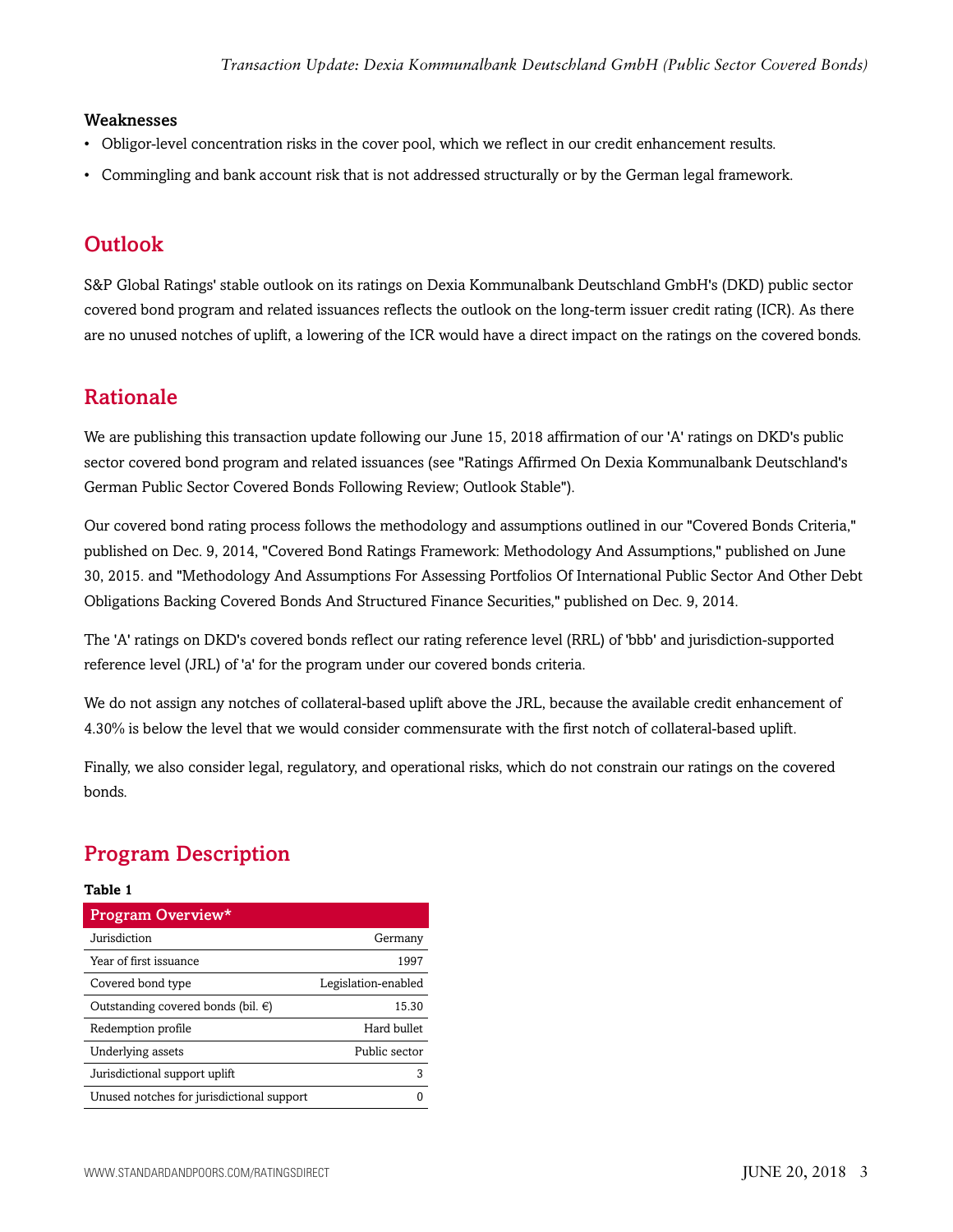### Weaknesses

- Obligor-level concentration risks in the cover pool, which we reflect in our credit enhancement results.
- Commingling and bank account risk that is not addressed structurally or by the German legal framework.

## Outlook

S&P Global Ratings' stable outlook on its ratings on Dexia Kommunalbank Deutschland GmbH's (DKD) public sector covered bond program and related issuances reflects the outlook on the long-term issuer credit rating (ICR). As there are no unused notches of uplift, a lowering of the ICR would have a direct impact on the ratings on the covered bonds.

## Rationale

We are publishing this transaction update following our June 15, 2018 affirmation of our 'A' ratings on DKD's public sector covered bond program and related issuances (see "Ratings Affirmed On Dexia Kommunalbank Deutschland's German Public Sector Covered Bonds Following Review; Outlook Stable").

Our covered bond rating process follows the methodology and assumptions outlined in our "Covered Bonds Criteria," published on Dec. 9, 2014, "Covered Bond Ratings Framework: Methodology And Assumptions," published on June 30, 2015. and "Methodology And Assumptions For Assessing Portfolios Of International Public Sector And Other Debt Obligations Backing Covered Bonds And Structured Finance Securities," published on Dec. 9, 2014.

The 'A' ratings on DKD's covered bonds reflect our rating reference level (RRL) of 'bbb' and jurisdiction-supported reference level (JRL) of 'a' for the program under our covered bonds criteria.

We do not assign any notches of collateral-based uplift above the JRL, because the available credit enhancement of 4.30% is below the level that we would consider commensurate with the first notch of collateral-based uplift.

Finally, we also consider legal, regulatory, and operational risks, which do not constrain our ratings on the covered bonds.

## Program Description

**Table 1**

| Program Overview* | |
|---|---|
| Jurisdiction | Germany |
| Year of first issuance | 1997 |
| Covered bond type | Legislation-enabled |
| Outstanding covered bonds (bil. €) | 15.30 |
| Redemption profile | Hard bullet |
| Underlying assets | Public sector |
| Jurisdictional support uplift | 3 |
| Unused notches for jurisdictional support | 0 |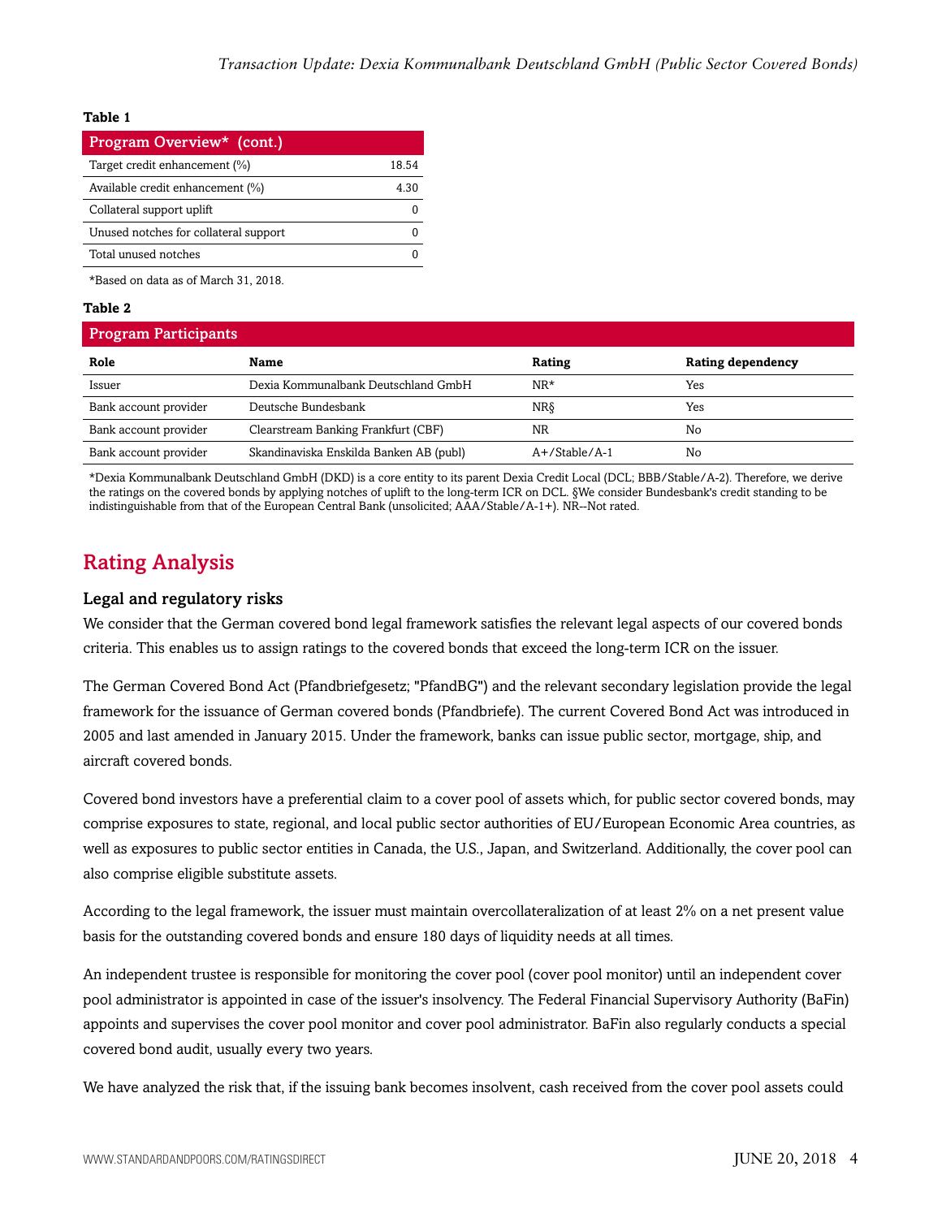**Table 1**

| Program Overview* (cont.) | |
|---|---|
| Target credit enhancement (%) | 18.54 |
| Available credit enhancement (%) | 4.30 |
| Collateral support uplift | 0 |
| Unused notches for collateral support | 0 |
| Total unused notches | 0 |

*Based on data as of March 31, 2018.

**Table 2**

| Program Participants | | | |
|---|---|---|---|
| **Role** | **Name** | **Rating** | **Rating dependency** |
| Issuer | Dexia Kommunalbank Deutschland GmbH | NR* | Yes |
| Bank account provider | Deutsche Bundesbank | NR§ | Yes |
| Bank account provider | Clearstream Banking Frankfurt (CBF) | NR | No |
| Bank account provider | Skandinaviska Enskilda Banken AB (publ) | A+/Stable/A-1 | No |

*Dexia Kommunalbank Deutschland GmbH (DKD) is a core entity to its parent Dexia Credit Local (DCL; BBB/Stable/A-2). Therefore, we derive the ratings on the covered bonds by applying notches of uplift to the long-term ICR on DCL. §We consider Bundesbank's credit standing to be indistinguishable from that of the European Central Bank (unsolicited; AAA/Stable/A-1+). NR--Not rated.

## Rating Analysis

### Legal and regulatory risks

We consider that the German covered bond legal framework satisfies the relevant legal aspects of our covered bonds criteria. This enables us to assign ratings to the covered bonds that exceed the long-term ICR on the issuer.

The German Covered Bond Act (Pfandbriefgesetz; "PfandBG") and the relevant secondary legislation provide the legal framework for the issuance of German covered bonds (Pfandbriefe). The current Covered Bond Act was introduced in 2005 and last amended in January 2015. Under the framework, banks can issue public sector, mortgage, ship, and aircraft covered bonds.

Covered bond investors have a preferential claim to a cover pool of assets which, for public sector covered bonds, may comprise exposures to state, regional, and local public sector authorities of EU/European Economic Area countries, as well as exposures to public sector entities in Canada, the U.S., Japan, and Switzerland. Additionally, the cover pool can also comprise eligible substitute assets.

According to the legal framework, the issuer must maintain overcollateralization of at least 2% on a net present value basis for the outstanding covered bonds and ensure 180 days of liquidity needs at all times.

An independent trustee is responsible for monitoring the cover pool (cover pool monitor) until an independent cover pool administrator is appointed in case of the issuer's insolvency. The Federal Financial Supervisory Authority (BaFin) appoints and supervises the cover pool monitor and cover pool administrator. BaFin also regularly conducts a special covered bond audit, usually every two years.

We have analyzed the risk that, if the issuing bank becomes insolvent, cash received from the cover pool assets could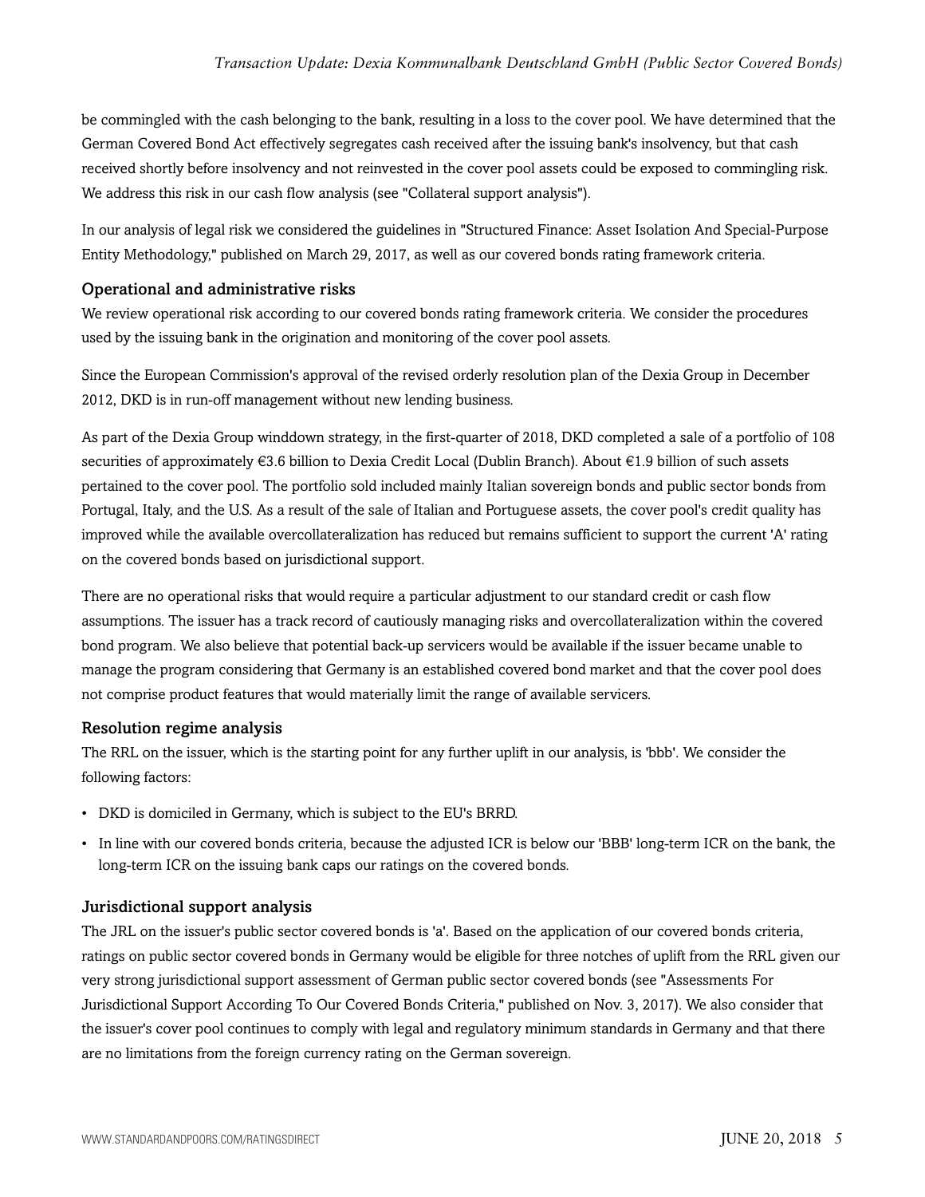be commingled with the cash belonging to the bank, resulting in a loss to the cover pool. We have determined that the German Covered Bond Act effectively segregates cash received after the issuing bank's insolvency, but that cash received shortly before insolvency and not reinvested in the cover pool assets could be exposed to commingling risk. We address this risk in our cash flow analysis (see "Collateral support analysis").

In our analysis of legal risk we considered the guidelines in "Structured Finance: Asset Isolation And Special-Purpose Entity Methodology," published on March 29, 2017, as well as our covered bonds rating framework criteria.

### Operational and administrative risks

We review operational risk according to our covered bonds rating framework criteria. We consider the procedures used by the issuing bank in the origination and monitoring of the cover pool assets.

Since the European Commission's approval of the revised orderly resolution plan of the Dexia Group in December 2012, DKD is in run-off management without new lending business.

As part of the Dexia Group winddown strategy, in the first-quarter of 2018, DKD completed a sale of a portfolio of 108 securities of approximately €3.6 billion to Dexia Credit Local (Dublin Branch). About €1.9 billion of such assets pertained to the cover pool. The portfolio sold included mainly Italian sovereign bonds and public sector bonds from Portugal, Italy, and the U.S. As a result of the sale of Italian and Portuguese assets, the cover pool's credit quality has improved while the available overcollateralization has reduced but remains sufficient to support the current 'A' rating on the covered bonds based on jurisdictional support.

There are no operational risks that would require a particular adjustment to our standard credit or cash flow assumptions. The issuer has a track record of cautiously managing risks and overcollateralization within the covered bond program. We also believe that potential back-up servicers would be available if the issuer became unable to manage the program considering that Germany is an established covered bond market and that the cover pool does not comprise product features that would materially limit the range of available servicers.

### Resolution regime analysis

The RRL on the issuer, which is the starting point for any further uplift in our analysis, is 'bbb'. We consider the following factors:

- DKD is domiciled in Germany, which is subject to the EU's BRRD.
- In line with our covered bonds criteria, because the adjusted ICR is below our 'BBB' long-term ICR on the bank, the long-term ICR on the issuing bank caps our ratings on the covered bonds.

### Jurisdictional support analysis

The JRL on the issuer's public sector covered bonds is 'a'. Based on the application of our covered bonds criteria, ratings on public sector covered bonds in Germany would be eligible for three notches of uplift from the RRL given our very strong jurisdictional support assessment of German public sector covered bonds (see "Assessments For Jurisdictional Support According To Our Covered Bonds Criteria," published on Nov. 3, 2017). We also consider that the issuer's cover pool continues to comply with legal and regulatory minimum standards in Germany and that there are no limitations from the foreign currency rating on the German sovereign.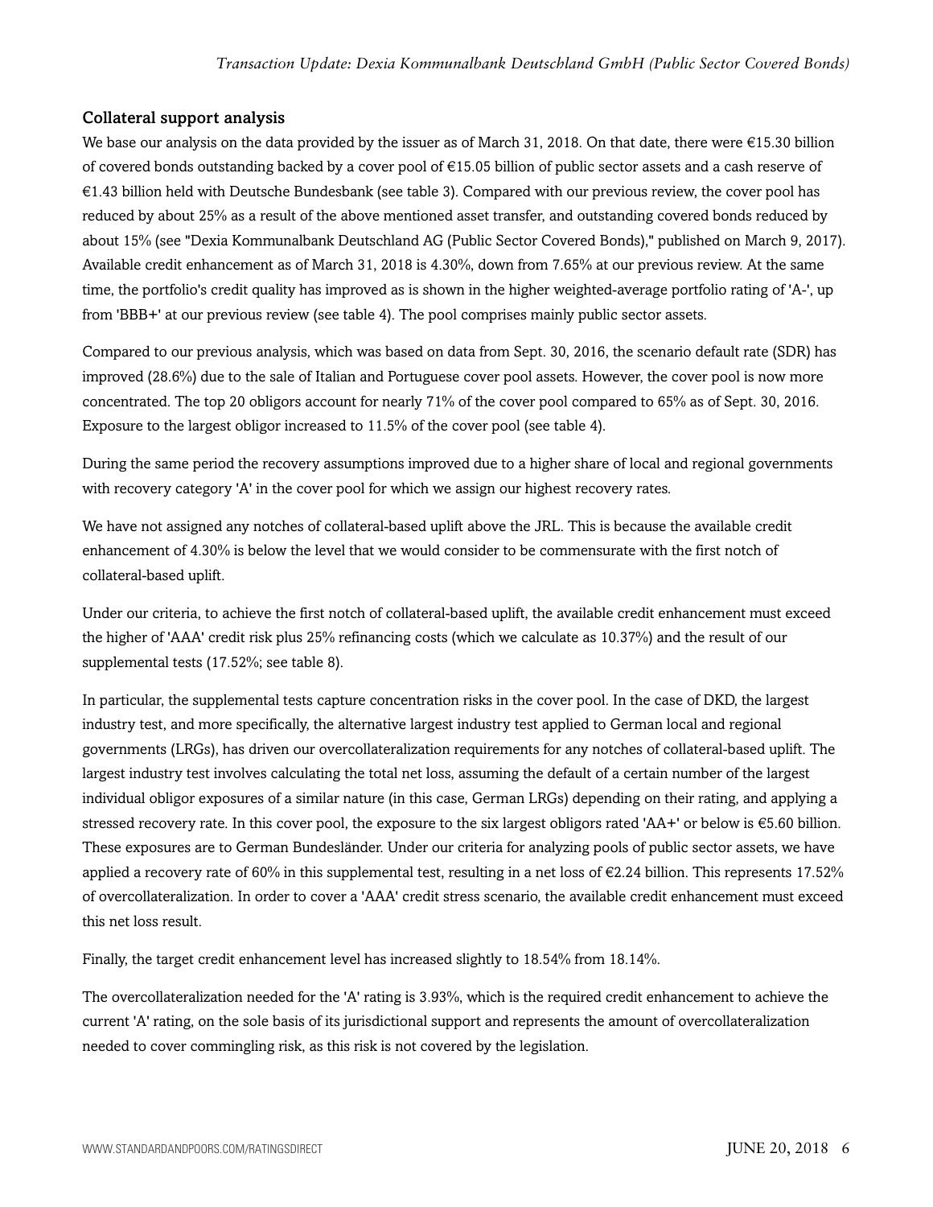### Collateral support analysis

We base our analysis on the data provided by the issuer as of March 31, 2018. On that date, there were €15.30 billion of covered bonds outstanding backed by a cover pool of €15.05 billion of public sector assets and a cash reserve of €1.43 billion held with Deutsche Bundesbank (see table 3). Compared with our previous review, the cover pool has reduced by about 25% as a result of the above mentioned asset transfer, and outstanding covered bonds reduced by about 15% (see "Dexia Kommunalbank Deutschland AG (Public Sector Covered Bonds)," published on March 9, 2017). Available credit enhancement as of March 31, 2018 is 4.30%, down from 7.65% at our previous review. At the same time, the portfolio's credit quality has improved as is shown in the higher weighted-average portfolio rating of 'A-', up from 'BBB+' at our previous review (see table 4). The pool comprises mainly public sector assets.

Compared to our previous analysis, which was based on data from Sept. 30, 2016, the scenario default rate (SDR) has improved (28.6%) due to the sale of Italian and Portuguese cover pool assets. However, the cover pool is now more concentrated. The top 20 obligors account for nearly 71% of the cover pool compared to 65% as of Sept. 30, 2016. Exposure to the largest obligor increased to 11.5% of the cover pool (see table 4).

During the same period the recovery assumptions improved due to a higher share of local and regional governments with recovery category 'A' in the cover pool for which we assign our highest recovery rates.

We have not assigned any notches of collateral-based uplift above the JRL. This is because the available credit enhancement of 4.30% is below the level that we would consider to be commensurate with the first notch of collateral-based uplift.

Under our criteria, to achieve the first notch of collateral-based uplift, the available credit enhancement must exceed the higher of 'AAA' credit risk plus 25% refinancing costs (which we calculate as 10.37%) and the result of our supplemental tests (17.52%; see table 8).

In particular, the supplemental tests capture concentration risks in the cover pool. In the case of DKD, the largest industry test, and more specifically, the alternative largest industry test applied to German local and regional governments (LRGs), has driven our overcollateralization requirements for any notches of collateral-based uplift. The largest industry test involves calculating the total net loss, assuming the default of a certain number of the largest individual obligor exposures of a similar nature (in this case, German LRGs) depending on their rating, and applying a stressed recovery rate. In this cover pool, the exposure to the six largest obligors rated 'AA+' or below is €5.60 billion. These exposures are to German Bundesländer. Under our criteria for analyzing pools of public sector assets, we have applied a recovery rate of 60% in this supplemental test, resulting in a net loss of €2.24 billion. This represents 17.52% of overcollateralization. In order to cover a 'AAA' credit stress scenario, the available credit enhancement must exceed this net loss result.

Finally, the target credit enhancement level has increased slightly to 18.54% from 18.14%.

The overcollateralization needed for the 'A' rating is 3.93%, which is the required credit enhancement to achieve the current 'A' rating, on the sole basis of its jurisdictional support and represents the amount of overcollateralization needed to cover commingling risk, as this risk is not covered by the legislation.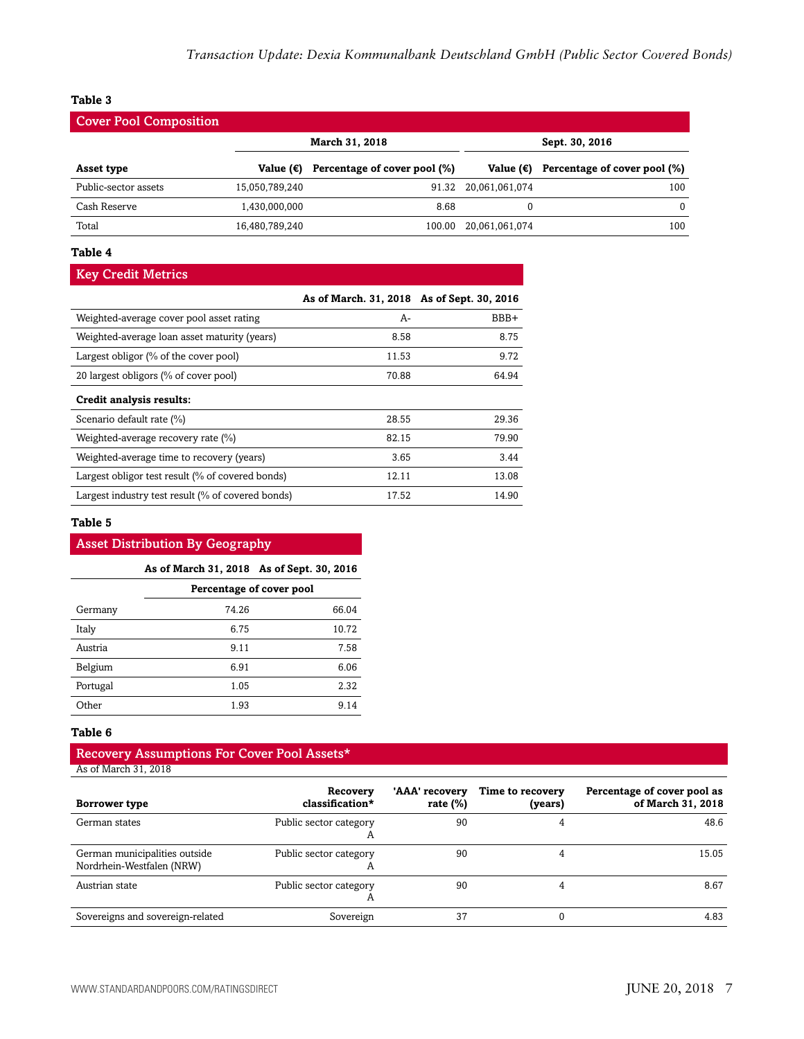**Table 3**

**Cover Pool Composition**

| | March 31, 2018 | | Sept. 30, 2016 | |
|---|---|---|---|---|
| **Asset type** | **Value (€)** | **Percentage of cover pool (%)** | **Value (€)** | **Percentage of cover pool (%)** |
| Public-sector assets | 15,050,789,240 | 91.32 | 20,061,061,074 | 100 |
| Cash Reserve | 1,430,000,000 | 8.68 | 0 | 0 |
| Total | 16,480,789,240 | 100.00 | 20,061,061,074 | 100 |

**Table 4**

**Key Credit Metrics**

| | As of March. 31, 2018 | As of Sept. 30, 2016 |
|---|---|---|
| Weighted-average cover pool asset rating | A- | BBB+ |
| Weighted-average loan asset maturity (years) | 8.58 | 8.75 |
| Largest obligor (% of the cover pool) | 11.53 | 9.72 |
| 20 largest obligors (% of cover pool) | 70.88 | 64.94 |
| **Credit analysis results:** | | |
| Scenario default rate (%) | 28.55 | 29.36 |
| Weighted-average recovery rate (%) | 82.15 | 79.90 |
| Weighted-average time to recovery (years) | 3.65 | 3.44 |
| Largest obligor test result (% of covered bonds) | 12.11 | 13.08 |
| Largest industry test result (% of covered bonds) | 17.52 | 14.90 |

**Table 5**

**Asset Distribution By Geography**

| | As of March 31, 2018 | As of Sept. 30, 2016 |
|---|---|---|
| | Percentage of cover pool | |
| Germany | 74.26 | 66.04 |
| Italy | 6.75 | 10.72 |
| Austria | 9.11 | 7.58 |
| Belgium | 6.91 | 6.06 |
| Portugal | 1.05 | 2.32 |
| Other | 1.93 | 9.14 |

**Table 6**

**Recovery Assumptions For Cover Pool Assets***

As of March 31, 2018

| Borrower type | Recovery classification* | 'AAA' recovery rate (%) | Time to recovery (years) | Percentage of cover pool as of March 31, 2018 |
|---|---|---|---|---|
| German states | Public sector category A | 90 | 4 | 48.6 |
| German municipalities outside Nordrhein-Westfalen (NRW) | Public sector category A | 90 | 4 | 15.05 |
| Austrian state | Public sector category A | 90 | 4 | 8.67 |
| Sovereigns and sovereign-related | Sovereign | 37 | 0 | 4.83 |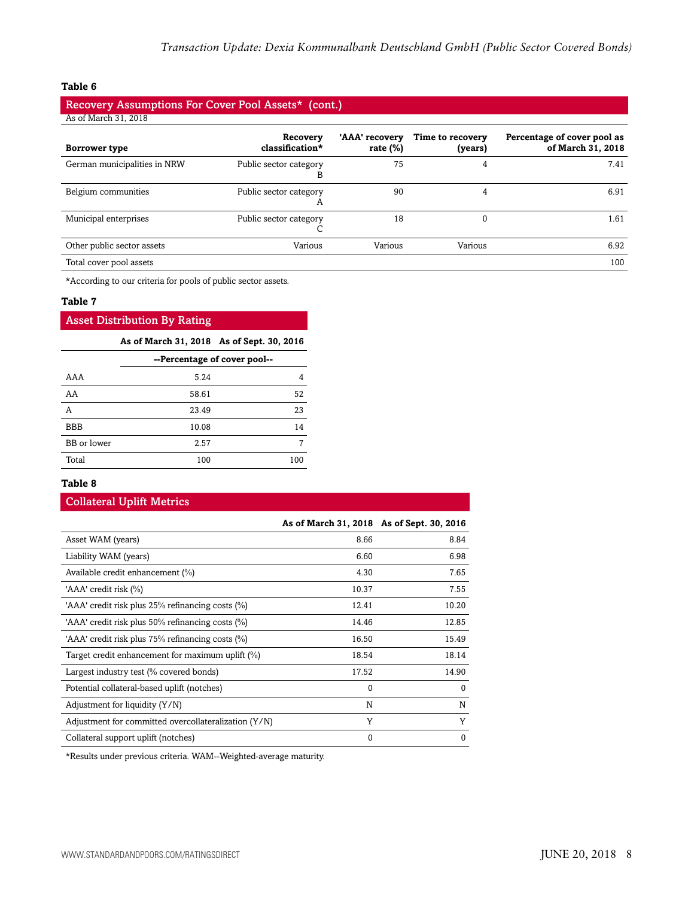**Table 6**

**Recovery Assumptions For Cover Pool Assets* (cont.)**

As of March 31, 2018

| Borrower type | Recovery classification* | 'AAA' recovery rate (%) | Time to recovery (years) | Percentage of cover pool as of March 31, 2018 |
|---|---|---|---|---|
| German municipalities in NRW | Public sector category B | 75 | 4 | 7.41 |
| Belgium communities | Public sector category A | 90 | 4 | 6.91 |
| Municipal enterprises | Public sector category C | 18 | 0 | 1.61 |
| Other public sector assets | Various | Various | Various | 6.92 |
| Total cover pool assets | | | | 100 |

*According to our criteria for pools of public sector assets.

**Table 7**

**Asset Distribution By Rating**

| | As of March 31, 2018 | As of Sept. 30, 2016 |
|---|---|---|
| | --Percentage of cover pool-- | |
| AAA | 5.24 | 4 |
| AA | 58.61 | 52 |
| A | 23.49 | 23 |
| BBB | 10.08 | 14 |
| BB or lower | 2.57 | 7 |
| Total | 100 | 100 |

**Table 8**

**Collateral Uplift Metrics**

| | As of March 31, 2018 | As of Sept. 30, 2016 |
|---|---|---|
| Asset WAM (years) | 8.66 | 8.84 |
| Liability WAM (years) | 6.60 | 6.98 |
| Available credit enhancement (%) | 4.30 | 7.65 |
| 'AAA' credit risk (%) | 10.37 | 7.55 |
| 'AAA' credit risk plus 25% refinancing costs (%) | 12.41 | 10.20 |
| 'AAA' credit risk plus 50% refinancing costs (%) | 14.46 | 12.85 |
| 'AAA' credit risk plus 75% refinancing costs (%) | 16.50 | 15.49 |
| Target credit enhancement for maximum uplift (%) | 18.54 | 18.14 |
| Largest industry test (% covered bonds) | 17.52 | 14.90 |
| Potential collateral-based uplift (notches) | 0 | 0 |
| Adjustment for liquidity (Y/N) | N | N |
| Adjustment for committed overcollateralization (Y/N) | Y | Y |
| Collateral support uplift (notches) | 0 | 0 |

*Results under previous criteria. WAM--Weighted-average maturity.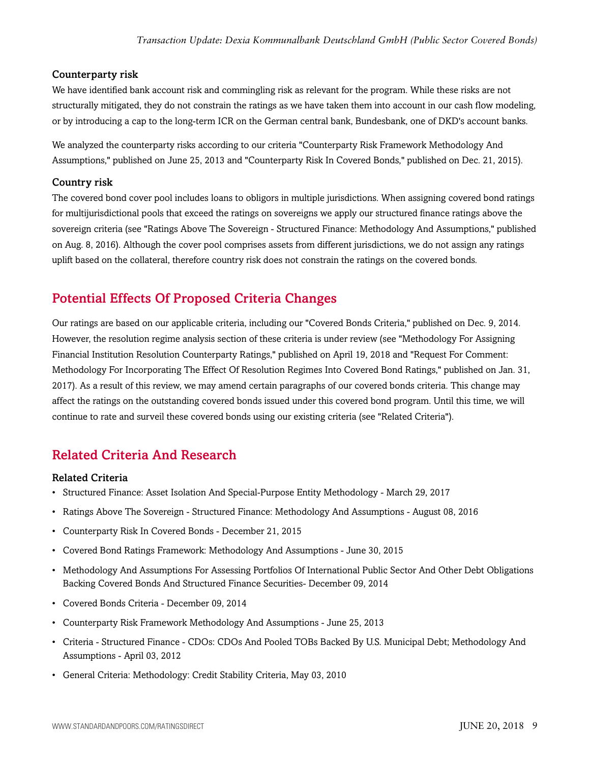### Counterparty risk

We have identified bank account risk and commingling risk as relevant for the program. While these risks are not structurally mitigated, they do not constrain the ratings as we have taken them into account in our cash flow modeling, or by introducing a cap to the long-term ICR on the German central bank, Bundesbank, one of DKD's account banks.

We analyzed the counterparty risks according to our criteria "Counterparty Risk Framework Methodology And Assumptions," published on June 25, 2013 and "Counterparty Risk In Covered Bonds," published on Dec. 21, 2015).

### Country risk

The covered bond cover pool includes loans to obligors in multiple jurisdictions. When assigning covered bond ratings for multijurisdictional pools that exceed the ratings on sovereigns we apply our structured finance ratings above the sovereign criteria (see "Ratings Above The Sovereign - Structured Finance: Methodology And Assumptions," published on Aug. 8, 2016). Although the cover pool comprises assets from different jurisdictions, we do not assign any ratings uplift based on the collateral, therefore country risk does not constrain the ratings on the covered bonds.

## Potential Effects Of Proposed Criteria Changes

Our ratings are based on our applicable criteria, including our "Covered Bonds Criteria," published on Dec. 9, 2014. However, the resolution regime analysis section of these criteria is under review (see "Methodology For Assigning Financial Institution Resolution Counterparty Ratings," published on April 19, 2018 and "Request For Comment: Methodology For Incorporating The Effect Of Resolution Regimes Into Covered Bond Ratings," published on Jan. 31, 2017). As a result of this review, we may amend certain paragraphs of our covered bonds criteria. This change may affect the ratings on the outstanding covered bonds issued under this covered bond program. Until this time, we will continue to rate and surveil these covered bonds using our existing criteria (see "Related Criteria").

## Related Criteria And Research

### Related Criteria

- Structured Finance: Asset Isolation And Special-Purpose Entity Methodology - March 29, 2017
- Ratings Above The Sovereign - Structured Finance: Methodology And Assumptions - August 08, 2016
- Counterparty Risk In Covered Bonds - December 21, 2015
- Covered Bond Ratings Framework: Methodology And Assumptions - June 30, 2015
- Methodology And Assumptions For Assessing Portfolios Of International Public Sector And Other Debt Obligations Backing Covered Bonds And Structured Finance Securities- December 09, 2014
- Covered Bonds Criteria - December 09, 2014
- Counterparty Risk Framework Methodology And Assumptions - June 25, 2013
- Criteria - Structured Finance - CDOs: CDOs And Pooled TOBs Backed By U.S. Municipal Debt; Methodology And Assumptions - April 03, 2012
- General Criteria: Methodology: Credit Stability Criteria, May 03, 2010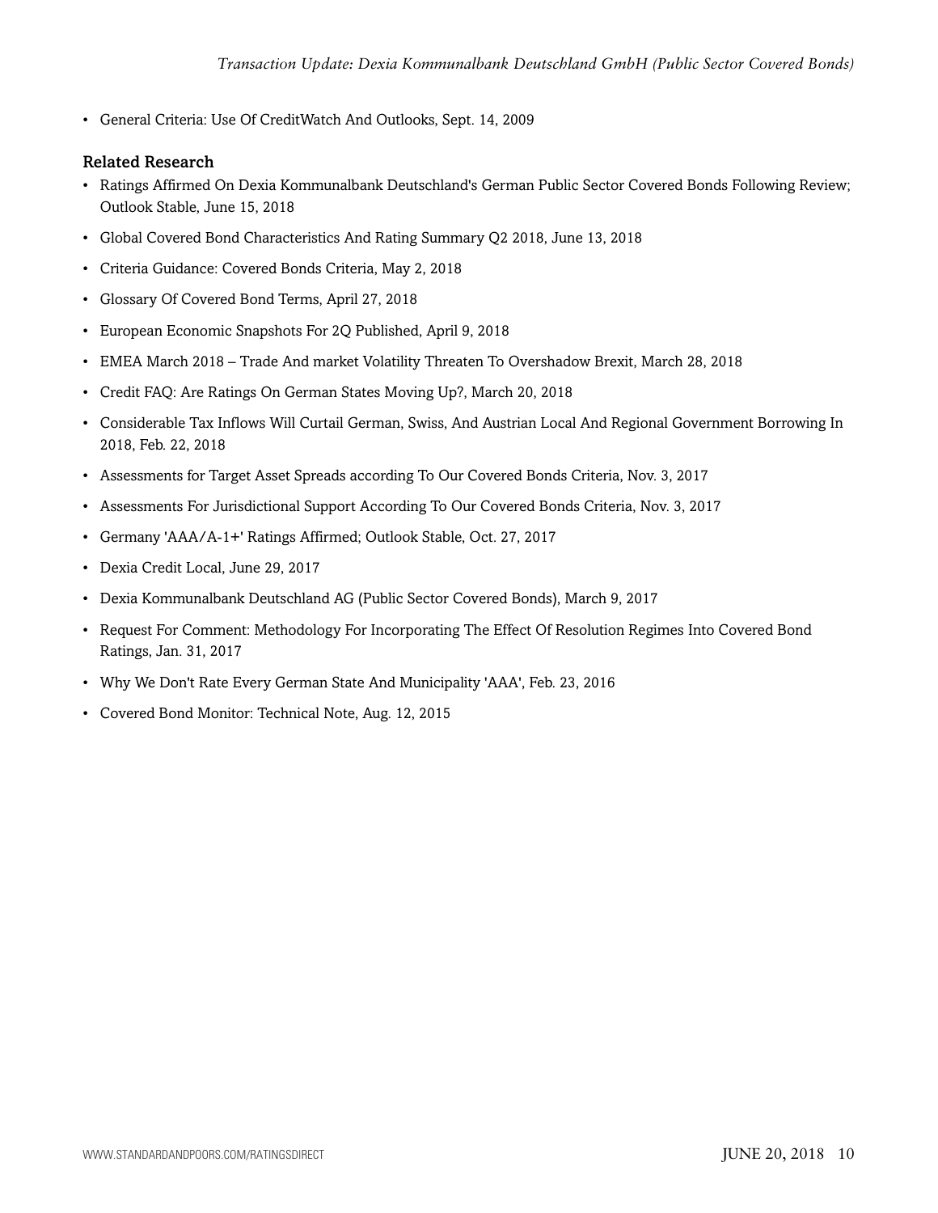- General Criteria: Use Of CreditWatch And Outlooks, Sept. 14, 2009

## Related Research

- Ratings Affirmed On Dexia Kommunalbank Deutschland's German Public Sector Covered Bonds Following Review; Outlook Stable, June 15, 2018
- Global Covered Bond Characteristics And Rating Summary Q2 2018, June 13, 2018
- Criteria Guidance: Covered Bonds Criteria, May 2, 2018
- Glossary Of Covered Bond Terms, April 27, 2018
- European Economic Snapshots For 2Q Published, April 9, 2018
- EMEA March 2018 – Trade And market Volatility Threaten To Overshadow Brexit, March 28, 2018
- Credit FAQ: Are Ratings On German States Moving Up?, March 20, 2018
- Considerable Tax Inflows Will Curtail German, Swiss, And Austrian Local And Regional Government Borrowing In 2018, Feb. 22, 2018
- Assessments for Target Asset Spreads according To Our Covered Bonds Criteria, Nov. 3, 2017
- Assessments For Jurisdictional Support According To Our Covered Bonds Criteria, Nov. 3, 2017
- Germany 'AAA/A-1+' Ratings Affirmed; Outlook Stable, Oct. 27, 2017
- Dexia Credit Local, June 29, 2017
- Dexia Kommunalbank Deutschland AG (Public Sector Covered Bonds), March 9, 2017
- Request For Comment: Methodology For Incorporating The Effect Of Resolution Regimes Into Covered Bond Ratings, Jan. 31, 2017
- Why We Don't Rate Every German State And Municipality 'AAA', Feb. 23, 2016
- Covered Bond Monitor: Technical Note, Aug. 12, 2015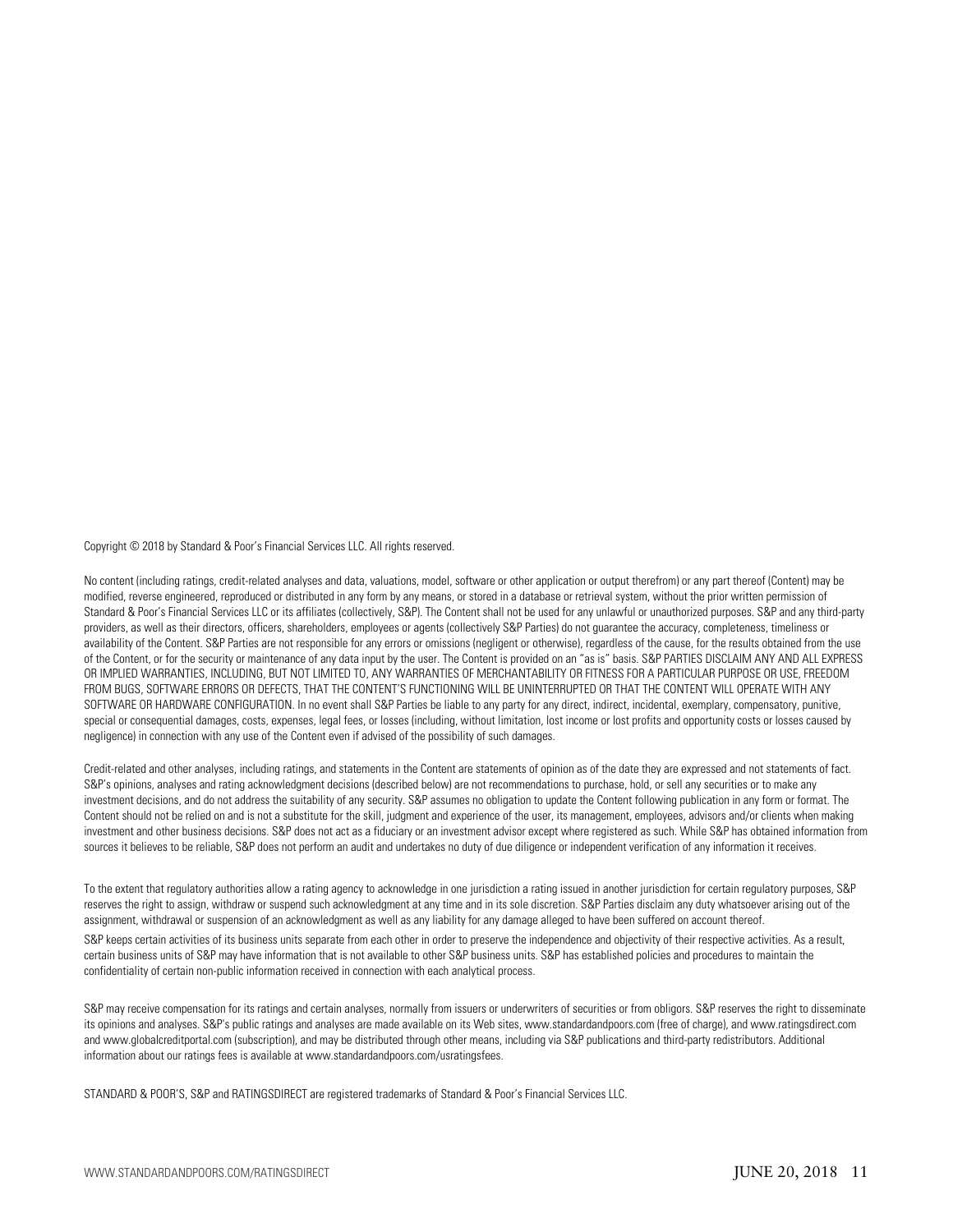Copyright © 2018 by Standard & Poor's Financial Services LLC. All rights reserved.

No content (including ratings, credit-related analyses and data, valuations, model, software or other application or output therefrom) or any part thereof (Content) may be modified, reverse engineered, reproduced or distributed in any form by any means, or stored in a database or retrieval system, without the prior written permission of Standard & Poor's Financial Services LLC or its affiliates (collectively, S&P). The Content shall not be used for any unlawful or unauthorized purposes. S&P and any third-party providers, as well as their directors, officers, shareholders, employees or agents (collectively S&P Parties) do not guarantee the accuracy, completeness, timeliness or availability of the Content. S&P Parties are not responsible for any errors or omissions (negligent or otherwise), regardless of the cause, for the results obtained from the use of the Content, or for the security or maintenance of any data input by the user. The Content is provided on an "as is" basis. S&P PARTIES DISCLAIM ANY AND ALL EXPRESS OR IMPLIED WARRANTIES, INCLUDING, BUT NOT LIMITED TO, ANY WARRANTIES OF MERCHANTABILITY OR FITNESS FOR A PARTICULAR PURPOSE OR USE, FREEDOM FROM BUGS, SOFTWARE ERRORS OR DEFECTS, THAT THE CONTENT'S FUNCTIONING WILL BE UNINTERRUPTED OR THAT THE CONTENT WILL OPERATE WITH ANY SOFTWARE OR HARDWARE CONFIGURATION. In no event shall S&P Parties be liable to any party for any direct, indirect, incidental, exemplary, compensatory, punitive, special or consequential damages, costs, expenses, legal fees, or losses (including, without limitation, lost income or lost profits and opportunity costs or losses caused by negligence) in connection with any use of the Content even if advised of the possibility of such damages.

Credit-related and other analyses, including ratings, and statements in the Content are statements of opinion as of the date they are expressed and not statements of fact. S&P's opinions, analyses and rating acknowledgment decisions (described below) are not recommendations to purchase, hold, or sell any securities or to make any investment decisions, and do not address the suitability of any security. S&P assumes no obligation to update the Content following publication in any form or format. The Content should not be relied on and is not a substitute for the skill, judgment and experience of the user, its management, employees, advisors and/or clients when making investment and other business decisions. S&P does not act as a fiduciary or an investment advisor except where registered as such. While S&P has obtained information from sources it believes to be reliable, S&P does not perform an audit and undertakes no duty of due diligence or independent verification of any information it receives.

To the extent that regulatory authorities allow a rating agency to acknowledge in one jurisdiction a rating issued in another jurisdiction for certain regulatory purposes, S&P reserves the right to assign, withdraw or suspend such acknowledgment at any time and in its sole discretion. S&P Parties disclaim any duty whatsoever arising out of the assignment, withdrawal or suspension of an acknowledgment as well as any liability for any damage alleged to have been suffered on account thereof.

S&P keeps certain activities of its business units separate from each other in order to preserve the independence and objectivity of their respective activities. As a result, certain business units of S&P may have information that is not available to other S&P business units. S&P has established policies and procedures to maintain the confidentiality of certain non-public information received in connection with each analytical process.

S&P may receive compensation for its ratings and certain analyses, normally from issuers or underwriters of securities or from obligors. S&P reserves the right to disseminate its opinions and analyses. S&P's public ratings and analyses are made available on its Web sites, www.standardandpoors.com (free of charge), and www.ratingsdirect.com and www.globalcreditportal.com (subscription), and may be distributed through other means, including via S&P publications and third-party redistributors. Additional information about our ratings fees is available at www.standardandpoors.com/usratingsfees.

STANDARD & POOR'S, S&P and RATINGSDIRECT are registered trademarks of Standard & Poor's Financial Services LLC.